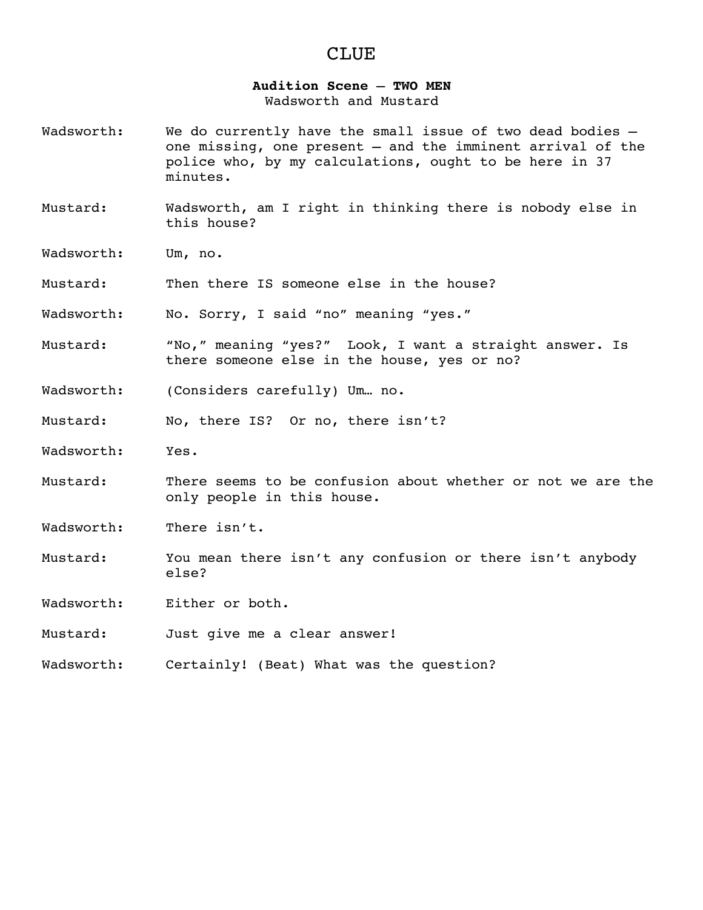# CLUE

**Audition Scene – TWO MEN**
Wadsworth and Mustard

Wadsworth: We do currently have the small issue of two dead bodies – one missing, one present – and the imminent arrival of the police who, by my calculations, ought to be here in 37 minutes.

Mustard: Wadsworth, am I right in thinking there is nobody else in this house?

Wadsworth: Um, no.

Mustard: Then there IS someone else in the house?

Wadsworth: No. Sorry, I said "no" meaning "yes."

Mustard: "No," meaning "yes?" Look, I want a straight answer. Is there someone else in the house, yes or no?

Wadsworth: (Considers carefully) Um… no.

Mustard: No, there IS? Or no, there isn't?

Wadsworth: Yes.

Mustard: There seems to be confusion about whether or not we are the only people in this house.

Wadsworth: There isn't.

Mustard: You mean there isn't any confusion or there isn't anybody else?

Wadsworth: Either or both.

Mustard: Just give me a clear answer!

Wadsworth: Certainly! (Beat) What was the question?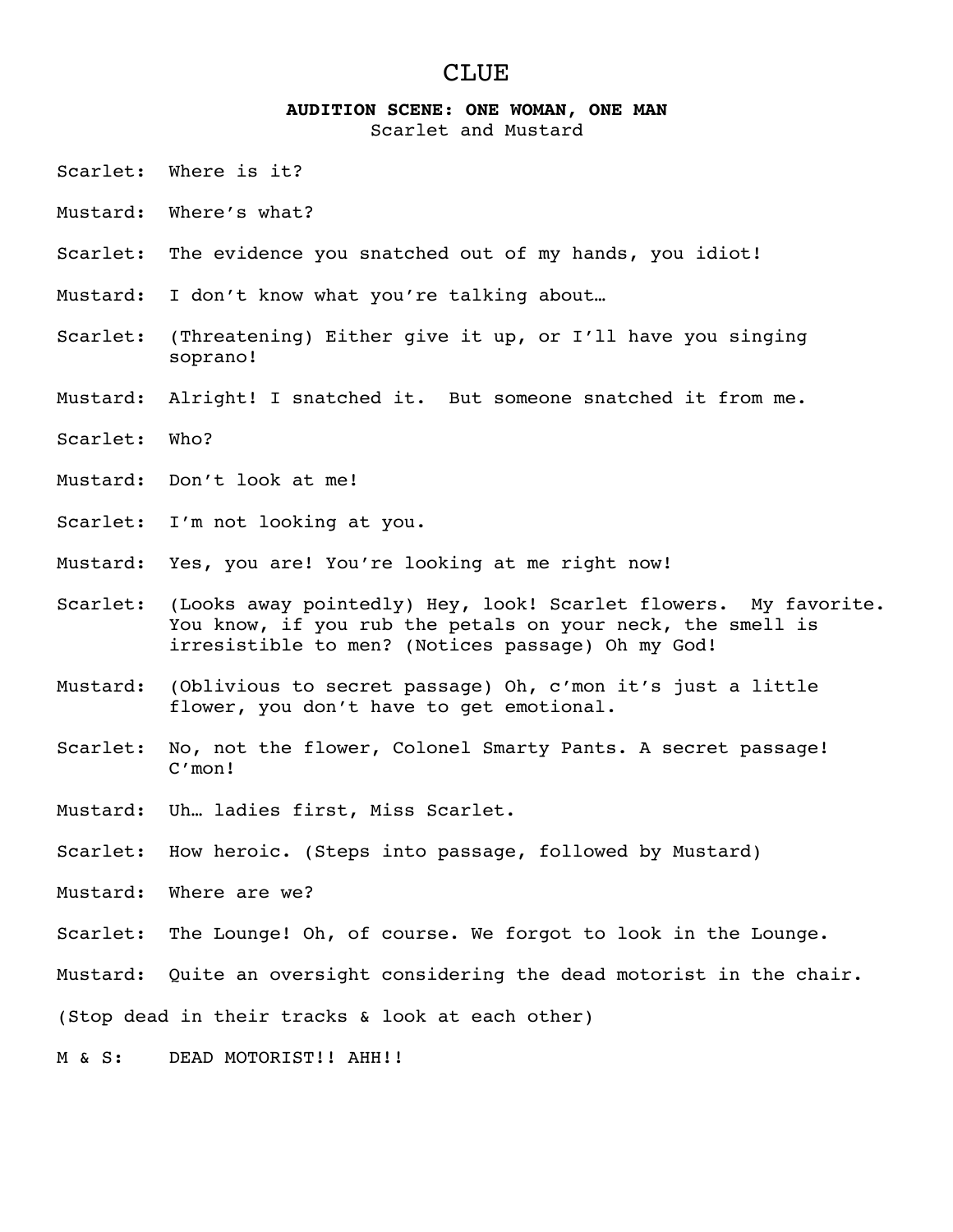# CLUE

**AUDITION SCENE: ONE WOMAN, ONE MAN**
Scarlet and Mustard

Scarlet: Where is it?

Mustard: Where's what?

Scarlet: The evidence you snatched out of my hands, you idiot!

Mustard: I don't know what you're talking about…

Scarlet: (Threatening) Either give it up, or I'll have you singing soprano!

Mustard: Alright! I snatched it. But someone snatched it from me.

Scarlet: Who?

Mustard: Don't look at me!

Scarlet: I'm not looking at you.

Mustard: Yes, you are! You're looking at me right now!

Scarlet: (Looks away pointedly) Hey, look! Scarlet flowers. My favorite. You know, if you rub the petals on your neck, the smell is irresistible to men? (Notices passage) Oh my God!

Mustard: (Oblivious to secret passage) Oh, c'mon it's just a little flower, you don't have to get emotional.

Scarlet: No, not the flower, Colonel Smarty Pants. A secret passage! C'mon!

Mustard: Uh… ladies first, Miss Scarlet.

Scarlet: How heroic. (Steps into passage, followed by Mustard)

Mustard: Where are we?

Scarlet: The Lounge! Oh, of course. We forgot to look in the Lounge.

Mustard: Quite an oversight considering the dead motorist in the chair.

(Stop dead in their tracks & look at each other)

M & S: DEAD MOTORIST!! AHH!!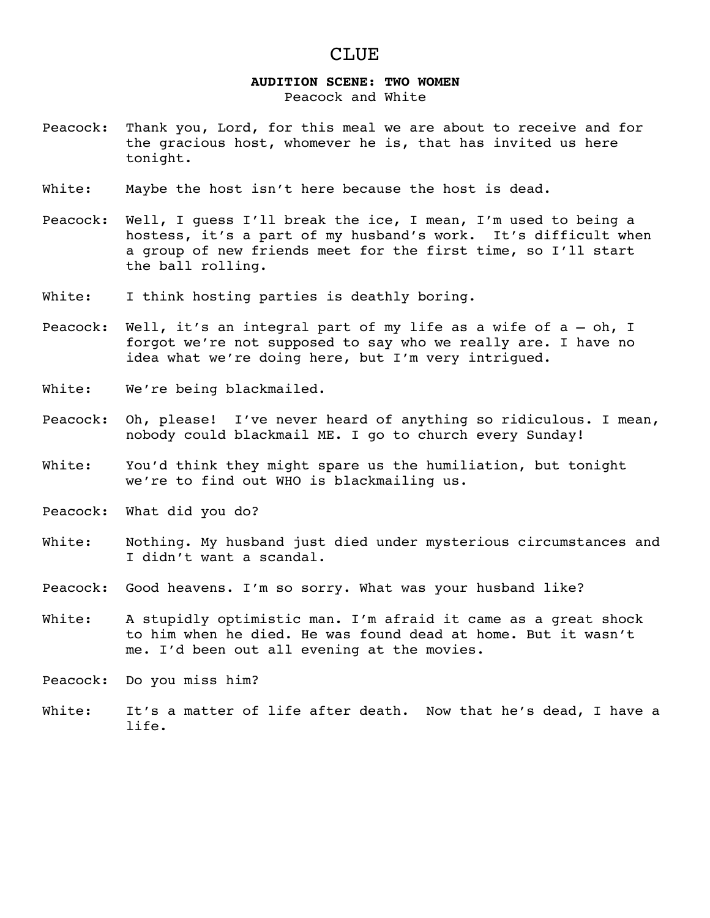# CLUE

**AUDITION SCENE: TWO WOMEN**

Peacock and White

Peacock: Thank you, Lord, for this meal we are about to receive and for the gracious host, whomever he is, that has invited us here tonight.

White: Maybe the host isn't here because the host is dead.

Peacock: Well, I guess I'll break the ice, I mean, I'm used to being a hostess, it's a part of my husband's work. It's difficult when a group of new friends meet for the first time, so I'll start the ball rolling.

White: I think hosting parties is deathly boring.

Peacock: Well, it's an integral part of my life as a wife of a – oh, I forgot we're not supposed to say who we really are. I have no idea what we're doing here, but I'm very intrigued.

White: We're being blackmailed.

Peacock: Oh, please! I've never heard of anything so ridiculous. I mean, nobody could blackmail ME. I go to church every Sunday!

White: You'd think they might spare us the humiliation, but tonight we're to find out WHO is blackmailing us.

Peacock: What did you do?

White: Nothing. My husband just died under mysterious circumstances and I didn't want a scandal.

Peacock: Good heavens. I'm so sorry. What was your husband like?

White: A stupidly optimistic man. I'm afraid it came as a great shock to him when he died. He was found dead at home. But it wasn't me. I'd been out all evening at the movies.

Peacock: Do you miss him?

White: It's a matter of life after death. Now that he's dead, I have a life.